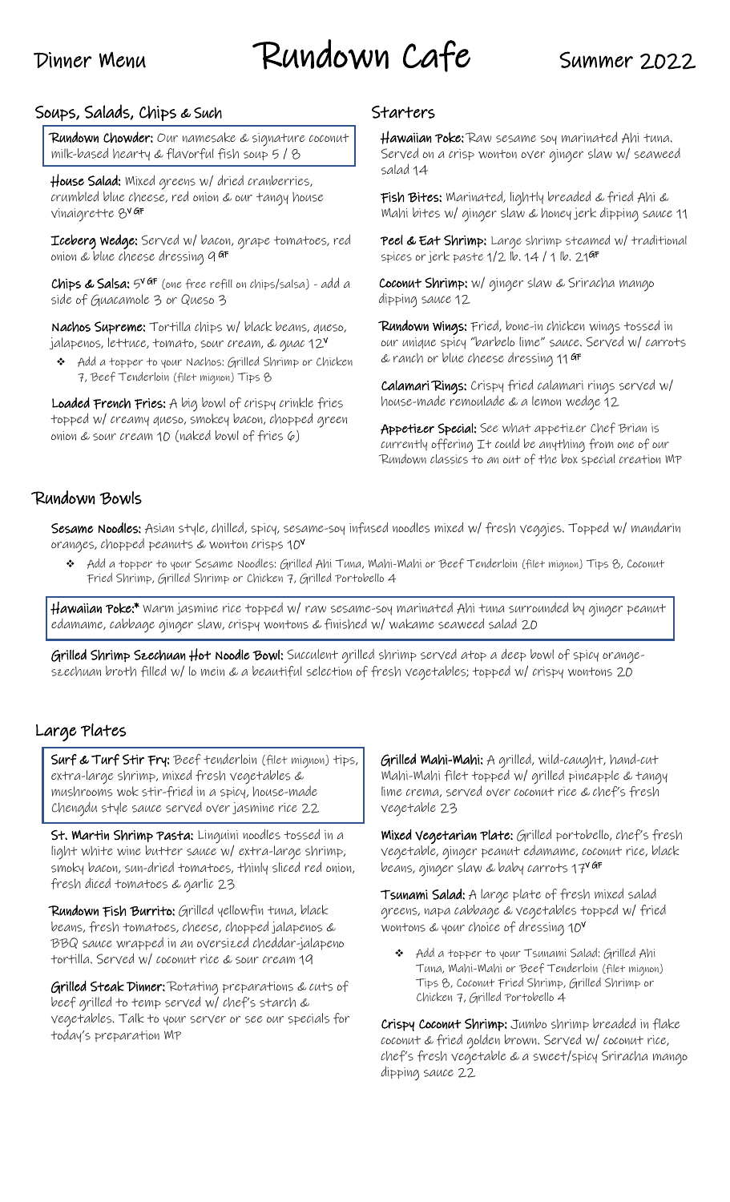# Rundown Cafe

Dinner Menu

Summer 2022

## Soups, Salads, Chips & Such

**Rundown Chowder:** Our namesake & signature coconut milk-based hearty & flavorful fish soup 5 / 8

**House Salad:** Mixed greens w/ dried cranberries, crumbled blue cheese, red onion & our tangy house vinaigrette 8 V GF

**Iceberg Wedge:** Served w/ bacon, grape tomatoes, red onion & blue cheese dressing 9 GF

**Chips & Salsa:** 5 V GF (one free refill on chips/salsa) - add a side of Guacamole 3 or Queso 3

**Nachos Supreme:** Tortilla chips w/ black beans, queso, jalapenos, lettuce, tomato, sour cream, & guac 12 V

- Add a topper to your Nachos: Grilled Shrimp or Chicken 7, Beef Tenderloin (filet mignon) Tips 8

**Loaded French Fries:** A big bowl of crispy crinkle fries topped w/ creamy queso, smokey bacon, chopped green onion & sour cream 10 (naked bowl of fries 6)

## Starters

**Hawaiian Poke:** Raw sesame soy marinated Ahi tuna. Served on a crisp wonton over ginger slaw w/ seaweed salad 14

**Fish Bites:** Marinated, lightly breaded & fried Ahi & Mahi bites w/ ginger slaw & honey jerk dipping sauce 11

**Peel & Eat Shrimp:** Large shrimp steamed w/ traditional spices or jerk paste 1/2 lb. 14 / 1 lb. 21 GF

**Coconut Shrimp:** w/ ginger slaw & Sriracha mango dipping sauce 12

**Rundown Wings:** Fried, bone-in chicken wings tossed in our unique spicy "barbelo lime" sauce. Served w/ carrots & ranch or blue cheese dressing 11 GF

**Calamari Rings:** Crispy fried calamari rings served w/ house-made remoulade & a lemon wedge 12

**Appetizer Special:** See what appetizer Chef Brian is currently offering It could be anything from one of our Rundown classics to an out of the box special creation MP

## Rundown Bowls

**Sesame Noodles:** Asian style, chilled, spicy, sesame-soy infused noodles mixed w/ fresh veggies. Topped w/ mandarin oranges, chopped peanuts & wonton crisps 10 V

- Add a topper to your Sesame Noodles: Grilled Ahi Tuna, Mahi-Mahi or Beef Tenderloin (filet mignon) Tips 8, Coconut Fried Shrimp, Grilled Shrimp or Chicken 7, Grilled Portobello 4

**Hawaiian Poke:*** Warm jasmine rice topped w/ raw sesame-soy marinated Ahi tuna surrounded by ginger peanut edamame, cabbage ginger slaw, crispy wontons & finished w/ wakame seaweed salad 20

**Grilled Shrimp Szechuan Hot Noodle Bowl:** Succulent grilled shrimp served atop a deep bowl of spicy orange-szechuan broth filled w/ lo mein & a beautiful selection of fresh vegetables; topped w/ crispy wontons 20

## Large Plates

**Surf & Turf Stir Fry:** Beef tenderloin (filet mignon) tips, extra-large shrimp, mixed fresh vegetables & mushrooms wok stir-fried in a spicy, house-made Chengdu style sauce served over jasmine rice 22

**St. Martin Shrimp Pasta:** Linguini noodles tossed in a light white wine butter sauce w/ extra-large shrimp, smoky bacon, sun-dried tomatoes, thinly sliced red onion, fresh diced tomatoes & garlic 23

**Rundown Fish Burrito:** Grilled yellowfin tuna, black beans, fresh tomatoes, cheese, chopped jalapenos & BBQ sauce wrapped in an oversized cheddar-jalapeno tortilla. Served w/ coconut rice & sour cream 19

**Grilled Steak Dinner:** Rotating preparations & cuts of beef grilled to temp served w/ chef's starch & vegetables. Talk to your server or see our specials for today's preparation MP

**Grilled Mahi-Mahi:** A grilled, wild-caught, hand-cut Mahi-Mahi filet topped w/ grilled pineapple & tangy lime crema, served over coconut rice & chef's fresh vegetable 23

**Mixed Vegetarian Plate:** Grilled portobello, chef's fresh vegetable, ginger peanut edamame, coconut rice, black beans, ginger slaw & baby carrots 17 V GF

**Tsunami Salad:** A large plate of fresh mixed salad greens, napa cabbage & vegetables topped w/ fried wontons & your choice of dressing 10 V

- Add a topper to your Tsunami Salad: Grilled Ahi Tuna, Mahi-Mahi or Beef Tenderloin (filet mignon) Tips 8, Coconut Fried Shrimp, Grilled Shrimp or Chicken 7, Grilled Portobello 4

**Crispy Coconut Shrimp:** Jumbo shrimp breaded in flake coconut & fried golden brown. Served w/ coconut rice, chef's fresh vegetable & a sweet/spicy Sriracha mango dipping sauce 22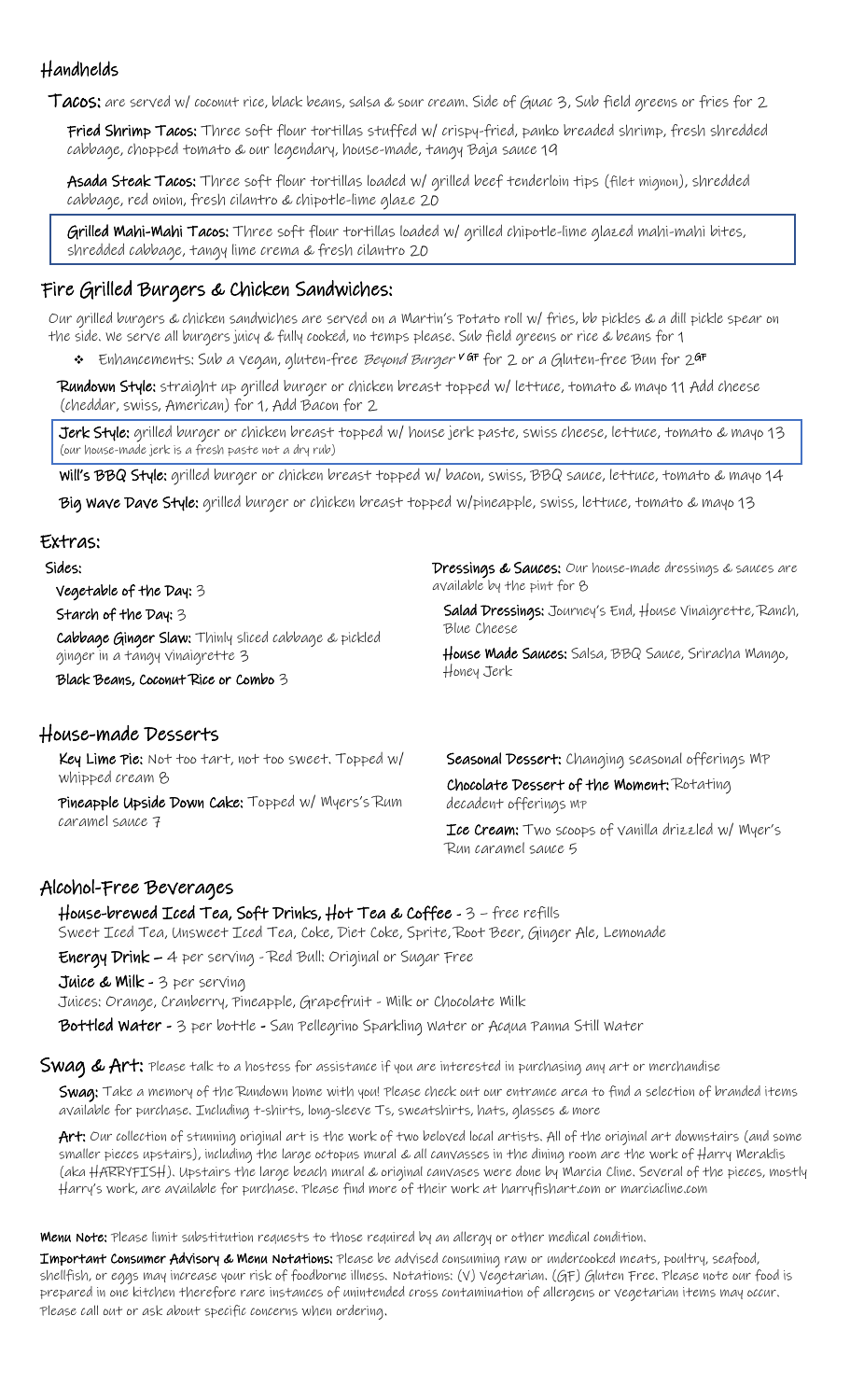## Handhelds

**Tacos:** are served w/ coconut rice, black beans, salsa & sour cream. Side of Guac 3, Sub field greens or fries for 2

**Fried Shrimp Tacos:** Three soft flour tortillas stuffed w/ crispy-fried, panko breaded shrimp, fresh shredded cabbage, chopped tomato & our legendary, house-made, tangy Baja sauce 19

**Asada Steak Tacos:** Three soft flour tortillas loaded w/ grilled beef tenderloin tips (filet mignon), shredded cabbage, red onion, fresh cilantro & chipotle-lime glaze 20

**Grilled Mahi-Mahi Tacos:** Three soft flour tortillas loaded w/ grilled chipotle-lime glazed mahi-mahi bites, shredded cabbage, tangy lime crema & fresh cilantro 20

## Fire Grilled Burgers & Chicken Sandwiches:

Our grilled burgers & chicken sandwiches are served on a Martin's Potato roll w/ fries, bb pickles & a dill pickle spear on the side. We serve all burgers juicy & fully cooked, no temps please. Sub field greens or rice & beans for 1

- Enhancements: Sub a vegan, gluten-free *Beyond Burger* V GF for 2 or a Gluten-free Bun for 2 GF

**Rundown Style:** straight up grilled burger or chicken breast topped w/ lettuce, tomato & mayo 11 Add cheese (cheddar, swiss, American) for 1, Add Bacon for 2

**Jerk Style:** grilled burger or chicken breast topped w/ house jerk paste, swiss cheese, lettuce, tomato & mayo 13 (our house-made jerk is a fresh paste not a dry rub)

**Will's BBQ Style:** grilled burger or chicken breast topped w/ bacon, swiss, BBQ sauce, lettuce, tomato & mayo 14

**Big Wave Dave Style:** grilled burger or chicken breast topped w/pineapple, swiss, lettuce, tomato & mayo 13

## Extras:

**Sides:**

**Vegetable of the Day:** 3

**Starch of the Day:** 3

**Cabbage Ginger Slaw:** Thinly sliced cabbage & pickled ginger in a tangy vinaigrette 3

**Black Beans, Coconut Rice or Combo** 3

**Dressings & Sauces:** Our house-made dressings & sauces are available by the pint for 8

**Salad Dressings:** Journey's End, House Vinaigrette, Ranch, Blue Cheese

**House Made Sauces:** Salsa, BBQ Sauce, Sriracha Mango, Honey Jerk

## House-made Desserts

**Key Lime Pie:** Not too tart, not too sweet. Topped w/ whipped cream 8

**Pineapple Upside Down Cake:** Topped w/ Myers's Rum caramel sauce 7

**Seasonal Dessert:** Changing seasonal offerings MP

**Chocolate Dessert of the Moment:** Rotating decadent offerings MP

**Ice Cream:** Two scoops of vanilla drizzled w/ Myer's Rum caramel sauce 5

## Alcohol-Free Beverages

**House-brewed Iced Tea, Soft Drinks, Hot Tea & Coffee** - 3 – free refills
Sweet Iced Tea, Unsweet Iced Tea, Coke, Diet Coke, Sprite, Root Beer, Ginger Ale, Lemonade

**Energy Drink** – 4 per serving - Red Bull: Original or Sugar Free

**Juice & Milk** - 3 per serving
Juices: Orange, Cranberry, Pineapple, Grapefruit - Milk or Chocolate Milk

**Bottled Water** - 3 per bottle - San Pellegrino Sparkling Water or Acqua Panna Still Water

## Swag & Art: 

Please talk to a hostess for assistance if you are interested in purchasing any art or merchandise

**Swag:** Take a memory of the Rundown home with you! Please check out our entrance area to find a selection of branded items available for purchase. Including t-shirts, long-sleeve Ts, sweatshirts, hats, glasses & more

**Art:** Our collection of stunning original art is the work of two beloved local artists. All of the original art downstairs (and some smaller pieces upstairs), including the large octopus mural & all canvasses in the dining room are the work of Harry Meraklis (aka HARRYFISH). Upstairs the large beach mural & original canvases were done by Marcia Cline. Several of the pieces, mostly Harry's work, are available for purchase. Please find more of their work at harryfishart.com or marciacline.com

**Menu Note:** Please limit substitution requests to those required by an allergy or other medical condition.

**Important Consumer Advisory & Menu Notations:** Please be advised consuming raw or undercooked meats, poultry, seafood, shellfish, or eggs may increase your risk of foodborne illness. Notations: (V) Vegetarian. (GF) Gluten Free. Please note our food is prepared in one kitchen therefore rare instances of unintended cross contamination of allergens or vegetarian items may occur. Please call out or ask about specific concerns when ordering.